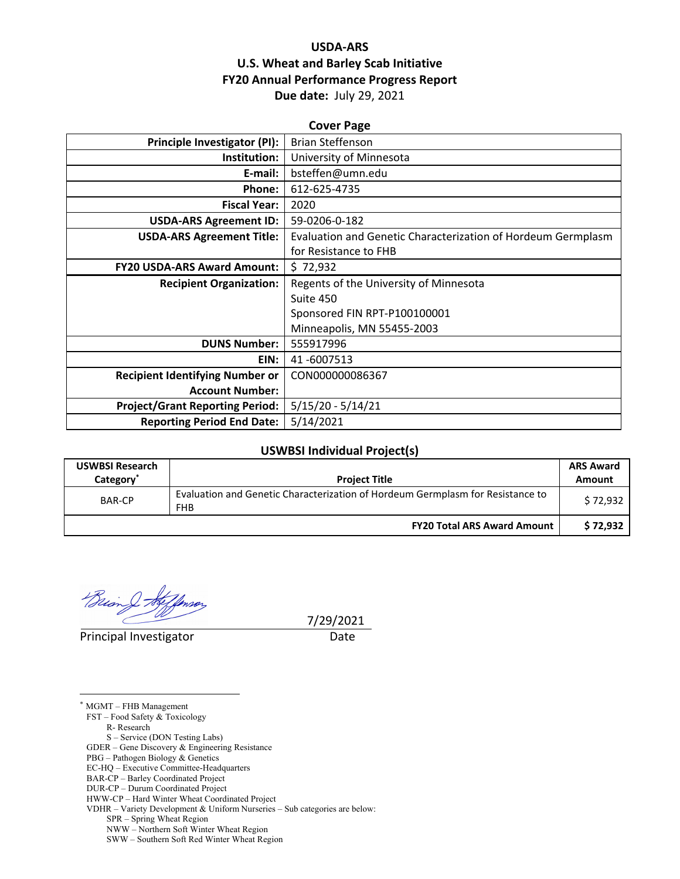# USDA-ARS
# U.S. Wheat and Barley Scab Initiative
# FY20 Annual Performance Progress Report
**Due date:** July 29, 2021

## Cover Page

| | |
|---|---|
| **Principle Investigator (PI):** | Brian Steffenson |
| **Institution:** | University of Minnesota |
| **E-mail:** | bsteffen@umn.edu |
| **Phone:** | 612-625-4735 |
| **Fiscal Year:** | 2020 |
| **USDA-ARS Agreement ID:** | 59-0206-0-182 |
| **USDA-ARS Agreement Title:** | Evaluation and Genetic Characterization of Hordeum Germplasm for Resistance to FHB |
| **FY20 USDA-ARS Award Amount:** | $ 72,932 |
| **Recipient Organization:** | Regents of the University of Minnesota<br>Suite 450<br>Sponsored FIN RPT-P100100001<br>Minneapolis, MN 55455-2003 |
| **DUNS Number:** | 555917996 |
| **EIN:** | 41 -6007513 |
| **Recipient Identifying Number or Account Number:** | CON000000086367 |
| **Project/Grant Reporting Period:** | 5/15/20 - 5/14/21 |
| **Reporting Period End Date:** | 5/14/2021 |

## USWBSI Individual Project(s)

| USWBSI Research Category* | Project Title | ARS Award Amount |
|---|---|---|
| BAR-CP | Evaluation and Genetic Characterization of Hordeum Germplasm for Resistance to FHB | $ 72,932 |
| | **FY20 Total ARS Award Amount** | **$ 72,932** |

Principal Investigator &nbsp;&nbsp;&nbsp;&nbsp;&nbsp;&nbsp;&nbsp;&nbsp;&nbsp;&nbsp;&nbsp;&nbsp;&nbsp;&nbsp;&nbsp;&nbsp;&nbsp;&nbsp;&nbsp;&nbsp; 7/29/2021
Date

---

* MGMT – FHB Management
FST – Food Safety & Toxicology
- R- Research
- S – Service (DON Testing Labs)

GDER – Gene Discovery & Engineering Resistance
PBG – Pathogen Biology & Genetics
EC-HQ – Executive Committee-Headquarters
BAR-CP – Barley Coordinated Project
DUR-CP – Durum Coordinated Project
HWW-CP – Hard Winter Wheat Coordinated Project
VDHR – Variety Development & Uniform Nurseries – Sub categories are below:
- SPR – Spring Wheat Region
- NWW – Northern Soft Winter Wheat Region
- SWW – Southern Soft Red Winter Wheat Region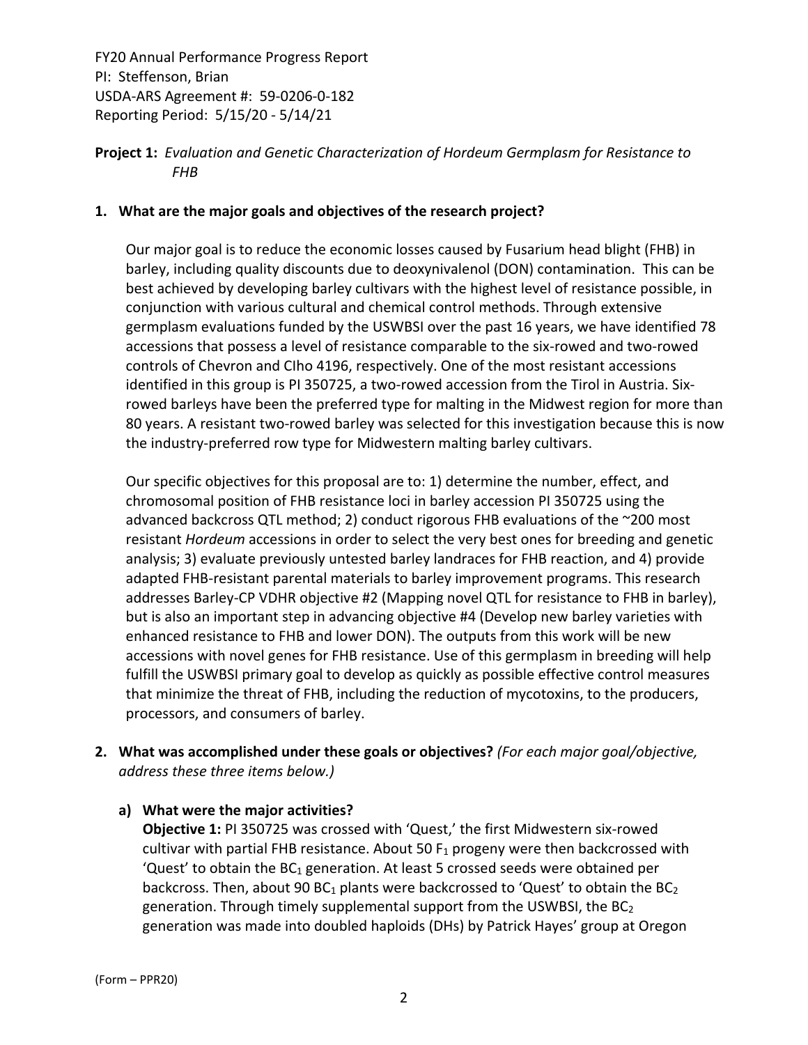FY20 Annual Performance Progress Report
PI: Steffenson, Brian
USDA-ARS Agreement #: 59-0206-0-182
Reporting Period: 5/15/20 - 5/14/21

**Project 1:** *Evaluation and Genetic Characterization of Hordeum Germplasm for Resistance to FHB*

## 1. What are the major goals and objectives of the research project?

Our major goal is to reduce the economic losses caused by Fusarium head blight (FHB) in barley, including quality discounts due to deoxynivalenol (DON) contamination. This can be best achieved by developing barley cultivars with the highest level of resistance possible, in conjunction with various cultural and chemical control methods. Through extensive germplasm evaluations funded by the USWBSI over the past 16 years, we have identified 78 accessions that possess a level of resistance comparable to the six-rowed and two-rowed controls of Chevron and CIho 4196, respectively. One of the most resistant accessions identified in this group is PI 350725, a two-rowed accession from the Tirol in Austria. Six-rowed barleys have been the preferred type for malting in the Midwest region for more than 80 years. A resistant two-rowed barley was selected for this investigation because this is now the industry-preferred row type for Midwestern malting barley cultivars.

Our specific objectives for this proposal are to: 1) determine the number, effect, and chromosomal position of FHB resistance loci in barley accession PI 350725 using the advanced backcross QTL method; 2) conduct rigorous FHB evaluations of the ~200 most resistant *Hordeum* accessions in order to select the very best ones for breeding and genetic analysis; 3) evaluate previously untested barley landraces for FHB reaction, and 4) provide adapted FHB-resistant parental materials to barley improvement programs. This research addresses Barley-CP VDHR objective #2 (Mapping novel QTL for resistance to FHB in barley), but is also an important step in advancing objective #4 (Develop new barley varieties with enhanced resistance to FHB and lower DON). The outputs from this work will be new accessions with novel genes for FHB resistance. Use of this germplasm in breeding will help fulfill the USWBSI primary goal to develop as quickly as possible effective control measures that minimize the threat of FHB, including the reduction of mycotoxins, to the producers, processors, and consumers of barley.

## 2. What was accomplished under these goals or objectives? *(For each major goal/objective, address these three items below.)*

### a) What were the major activities?

**Objective 1:** PI 350725 was crossed with 'Quest,' the first Midwestern six-rowed cultivar with partial FHB resistance. About 50 $F_1$ progeny were then backcrossed with 'Quest' to obtain the $BC_1$ generation. At least 5 crossed seeds were obtained per backcross. Then, about 90 $BC_1$ plants were backcrossed to 'Quest' to obtain the $BC_2$ generation. Through timely supplemental support from the USWBSI, the $BC_2$ generation was made into doubled haploids (DHs) by Patrick Hayes' group at Oregon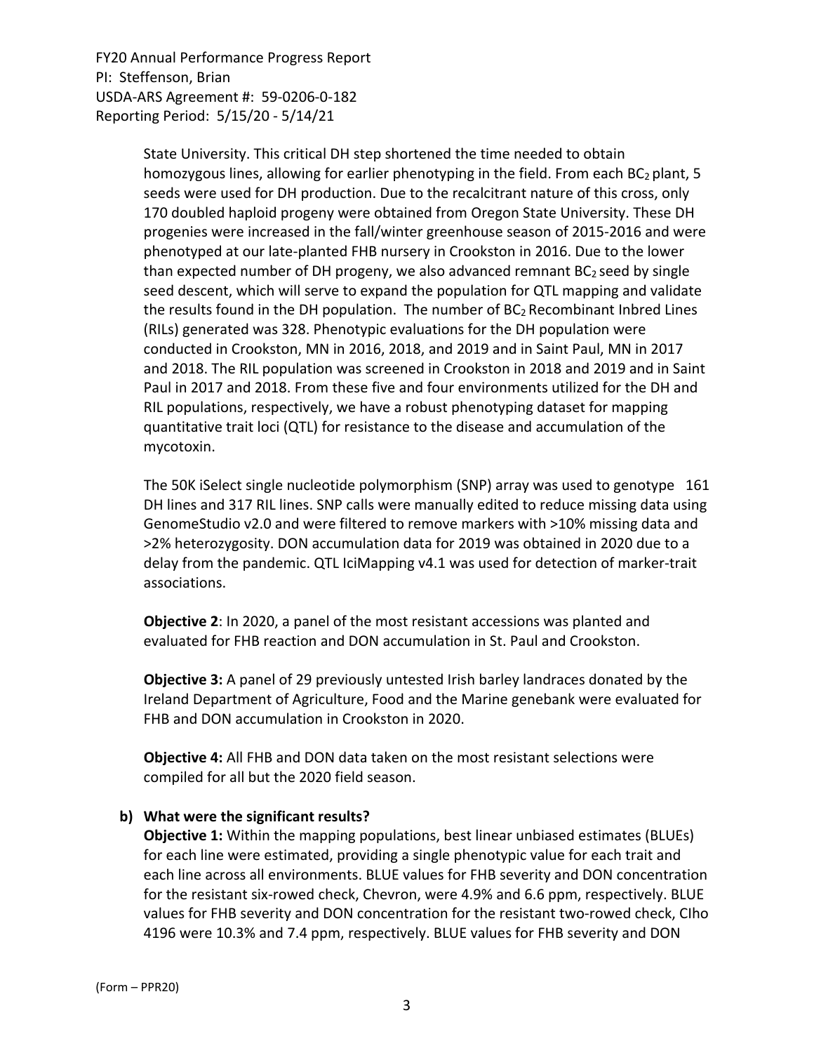State University. This critical DH step shortened the time needed to obtain homozygous lines, allowing for earlier phenotyping in the field. From each $BC_2$ plant, 5 seeds were used for DH production. Due to the recalcitrant nature of this cross, only 170 doubled haploid progeny were obtained from Oregon State University. These DH progenies were increased in the fall/winter greenhouse season of 2015-2016 and were phenotyped at our late-planted FHB nursery in Crookston in 2016. Due to the lower than expected number of DH progeny, we also advanced remnant $BC_2$ seed by single seed descent, which will serve to expand the population for QTL mapping and validate the results found in the DH population. The number of $BC_2$ Recombinant Inbred Lines (RILs) generated was 328. Phenotypic evaluations for the DH population were conducted in Crookston, MN in 2016, 2018, and 2019 and in Saint Paul, MN in 2017 and 2018. The RIL population was screened in Crookston in 2018 and 2019 and in Saint Paul in 2017 and 2018. From these five and four environments utilized for the DH and RIL populations, respectively, we have a robust phenotyping dataset for mapping quantitative trait loci (QTL) for resistance to the disease and accumulation of the mycotoxin.

The 50K iSelect single nucleotide polymorphism (SNP) array was used to genotype 161 DH lines and 317 RIL lines. SNP calls were manually edited to reduce missing data using GenomeStudio v2.0 and were filtered to remove markers with >10% missing data and >2% heterozygosity. DON accumulation data for 2019 was obtained in 2020 due to a delay from the pandemic. QTL IciMapping v4.1 was used for detection of marker-trait associations.

**Objective 2**: In 2020, a panel of the most resistant accessions was planted and evaluated for FHB reaction and DON accumulation in St. Paul and Crookston.

**Objective 3:** A panel of 29 previously untested Irish barley landraces donated by the Ireland Department of Agriculture, Food and the Marine genebank were evaluated for FHB and DON accumulation in Crookston in 2020.

**Objective 4:** All FHB and DON data taken on the most resistant selections were compiled for all but the 2020 field season.

**b) What were the significant results?**

**Objective 1:** Within the mapping populations, best linear unbiased estimates (BLUEs) for each line were estimated, providing a single phenotypic value for each trait and each line across all environments. BLUE values for FHB severity and DON concentration for the resistant six-rowed check, Chevron, were 4.9% and 6.6 ppm, respectively. BLUE values for FHB severity and DON concentration for the resistant two-rowed check, CIho 4196 were 10.3% and 7.4 ppm, respectively. BLUE values for FHB severity and DON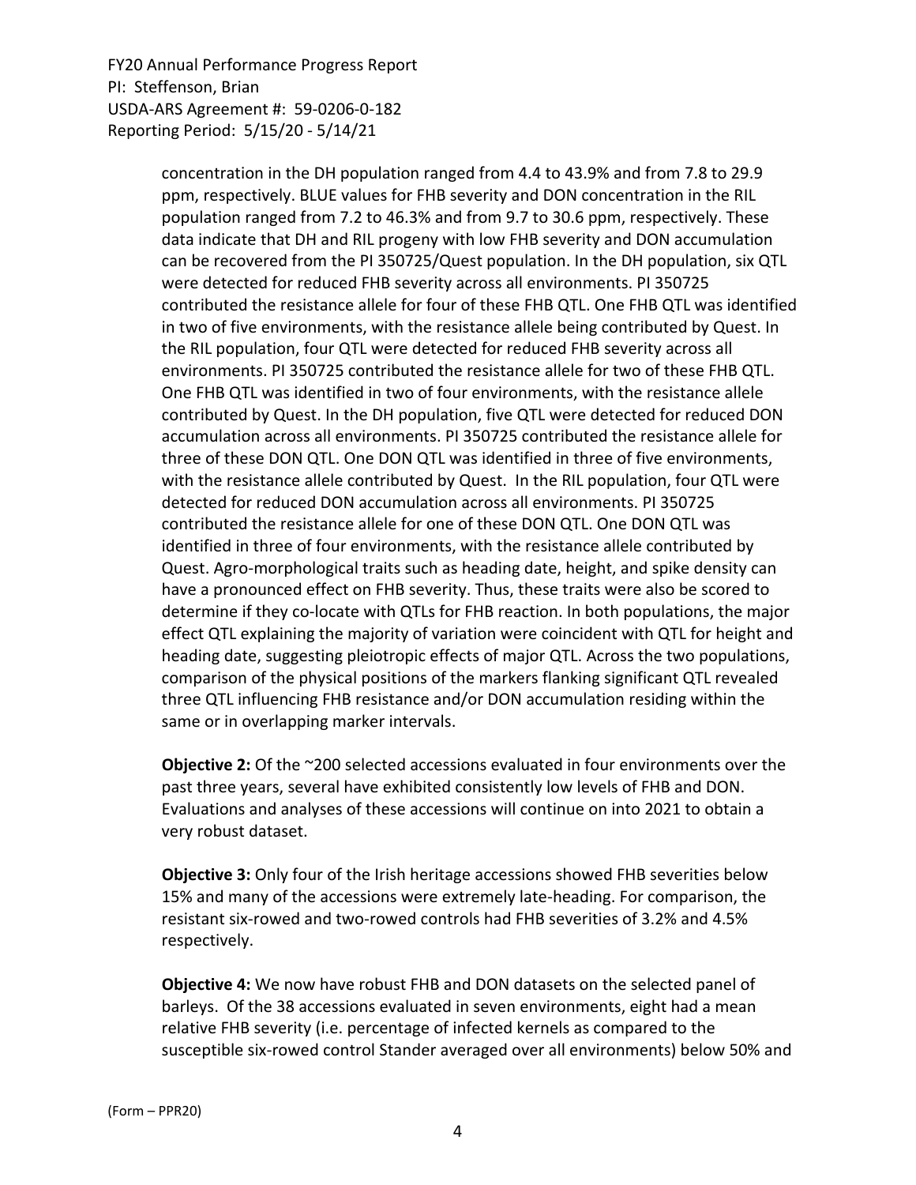concentration in the DH population ranged from 4.4 to 43.9% and from 7.8 to 29.9 ppm, respectively. BLUE values for FHB severity and DON concentration in the RIL population ranged from 7.2 to 46.3% and from 9.7 to 30.6 ppm, respectively. These data indicate that DH and RIL progeny with low FHB severity and DON accumulation can be recovered from the PI 350725/Quest population. In the DH population, six QTL were detected for reduced FHB severity across all environments. PI 350725 contributed the resistance allele for four of these FHB QTL. One FHB QTL was identified in two of five environments, with the resistance allele being contributed by Quest. In the RIL population, four QTL were detected for reduced FHB severity across all environments. PI 350725 contributed the resistance allele for two of these FHB QTL. One FHB QTL was identified in two of four environments, with the resistance allele contributed by Quest. In the DH population, five QTL were detected for reduced DON accumulation across all environments. PI 350725 contributed the resistance allele for three of these DON QTL. One DON QTL was identified in three of five environments, with the resistance allele contributed by Quest. In the RIL population, four QTL were detected for reduced DON accumulation across all environments. PI 350725 contributed the resistance allele for one of these DON QTL. One DON QTL was identified in three of four environments, with the resistance allele contributed by Quest. Agro-morphological traits such as heading date, height, and spike density can have a pronounced effect on FHB severity. Thus, these traits were also be scored to determine if they co-locate with QTLs for FHB reaction. In both populations, the major effect QTL explaining the majority of variation were coincident with QTL for height and heading date, suggesting pleiotropic effects of major QTL. Across the two populations, comparison of the physical positions of the markers flanking significant QTL revealed three QTL influencing FHB resistance and/or DON accumulation residing within the same or in overlapping marker intervals.

**Objective 2:** Of the ~200 selected accessions evaluated in four environments over the past three years, several have exhibited consistently low levels of FHB and DON. Evaluations and analyses of these accessions will continue on into 2021 to obtain a very robust dataset.

**Objective 3:** Only four of the Irish heritage accessions showed FHB severities below 15% and many of the accessions were extremely late-heading. For comparison, the resistant six-rowed and two-rowed controls had FHB severities of 3.2% and 4.5% respectively.

**Objective 4:** We now have robust FHB and DON datasets on the selected panel of barleys. Of the 38 accessions evaluated in seven environments, eight had a mean relative FHB severity (i.e. percentage of infected kernels as compared to the susceptible six-rowed control Stander averaged over all environments) below 50% and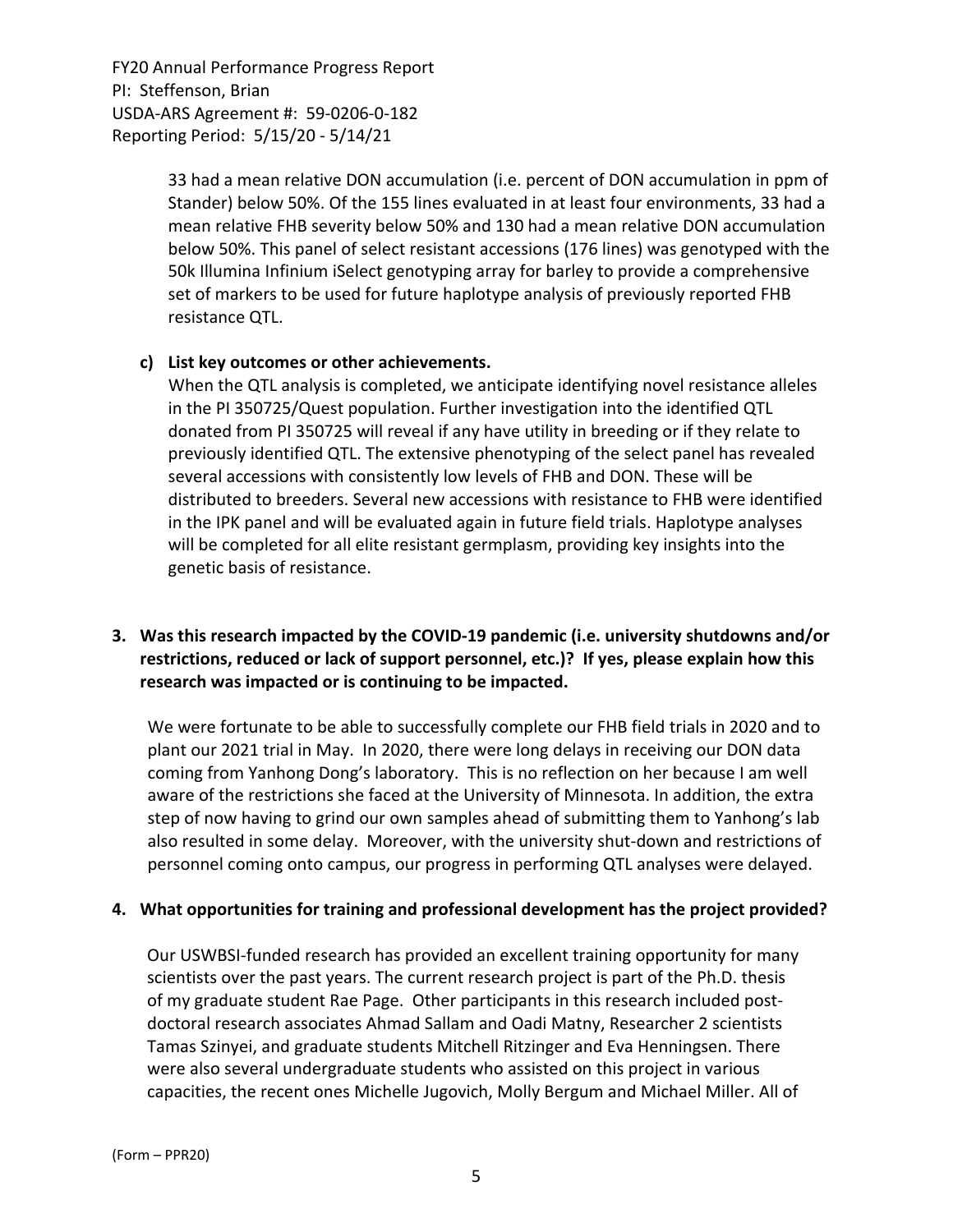33 had a mean relative DON accumulation (i.e. percent of DON accumulation in ppm of Stander) below 50%. Of the 155 lines evaluated in at least four environments, 33 had a mean relative FHB severity below 50% and 130 had a mean relative DON accumulation below 50%. This panel of select resistant accessions (176 lines) was genotyped with the 50k Illumina Infinium iSelect genotyping array for barley to provide a comprehensive set of markers to be used for future haplotype analysis of previously reported FHB resistance QTL.

**c) List key outcomes or other achievements.**

When the QTL analysis is completed, we anticipate identifying novel resistance alleles in the PI 350725/Quest population. Further investigation into the identified QTL donated from PI 350725 will reveal if any have utility in breeding or if they relate to previously identified QTL. The extensive phenotyping of the select panel has revealed several accessions with consistently low levels of FHB and DON. These will be distributed to breeders. Several new accessions with resistance to FHB were identified in the IPK panel and will be evaluated again in future field trials. Haplotype analyses will be completed for all elite resistant germplasm, providing key insights into the genetic basis of resistance.

**3. Was this research impacted by the COVID-19 pandemic (i.e. university shutdowns and/or restrictions, reduced or lack of support personnel, etc.)? If yes, please explain how this research was impacted or is continuing to be impacted.**

We were fortunate to be able to successfully complete our FHB field trials in 2020 and to plant our 2021 trial in May. In 2020, there were long delays in receiving our DON data coming from Yanhong Dong's laboratory. This is no reflection on her because I am well aware of the restrictions she faced at the University of Minnesota. In addition, the extra step of now having to grind our own samples ahead of submitting them to Yanhong's lab also resulted in some delay. Moreover, with the university shut-down and restrictions of personnel coming onto campus, our progress in performing QTL analyses were delayed.

**4. What opportunities for training and professional development has the project provided?**

Our USWBSI-funded research has provided an excellent training opportunity for many scientists over the past years. The current research project is part of the Ph.D. thesis of my graduate student Rae Page. Other participants in this research included post-doctoral research associates Ahmad Sallam and Oadi Matny, Researcher 2 scientists Tamas Szinyei, and graduate students Mitchell Ritzinger and Eva Henningsen. There were also several undergraduate students who assisted on this project in various capacities, the recent ones Michelle Jugovich, Molly Bergum and Michael Miller. All of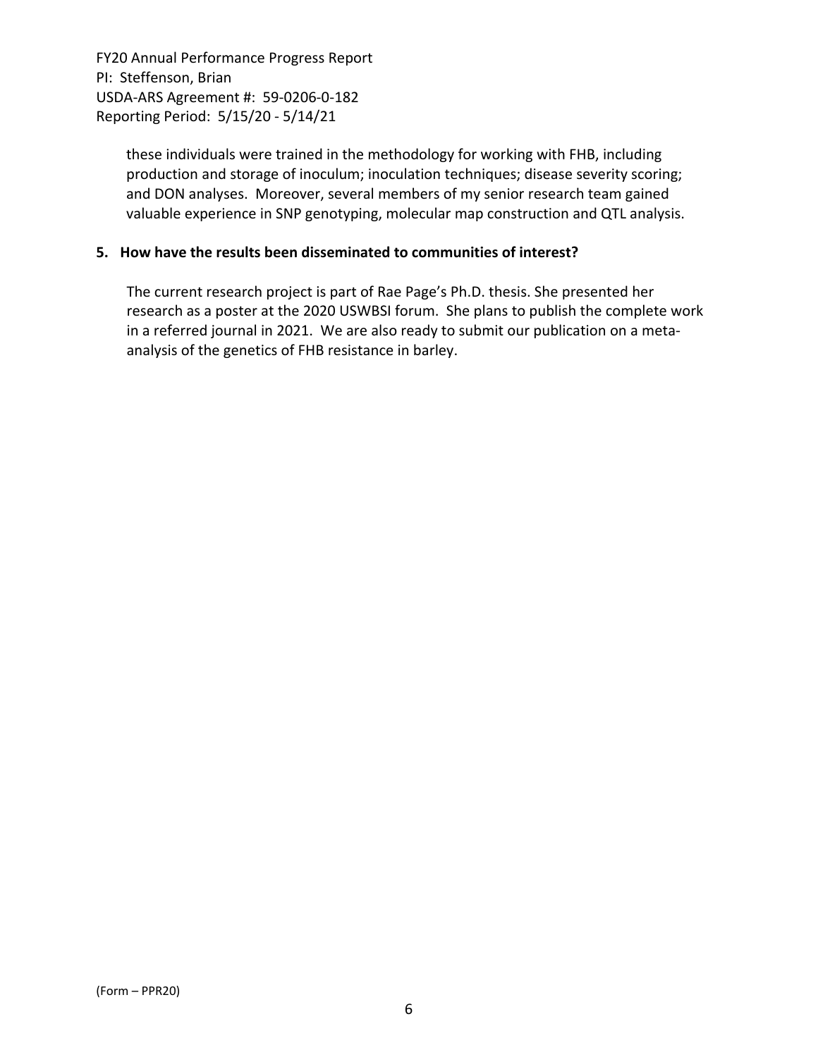these individuals were trained in the methodology for working with FHB, including production and storage of inoculum; inoculation techniques; disease severity scoring; and DON analyses. Moreover, several members of my senior research team gained valuable experience in SNP genotyping, molecular map construction and QTL analysis.

**5. How have the results been disseminated to communities of interest?**

The current research project is part of Rae Page's Ph.D. thesis. She presented her research as a poster at the 2020 USWBSI forum. She plans to publish the complete work in a referred journal in 2021. We are also ready to submit our publication on a meta-analysis of the genetics of FHB resistance in barley.

(Form – PPR20)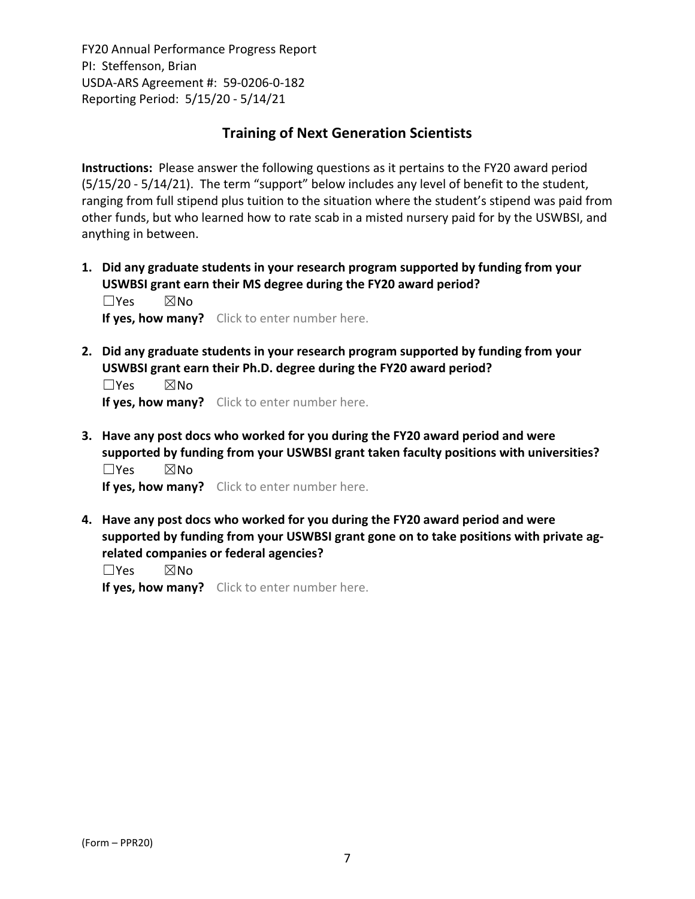FY20 Annual Performance Progress Report
PI: Steffenson, Brian
USDA-ARS Agreement #: 59-0206-0-182
Reporting Period: 5/15/20 - 5/14/21

## Training of Next Generation Scientists

**Instructions:** Please answer the following questions as it pertains to the FY20 award period (5/15/20 - 5/14/21). The term "support" below includes any level of benefit to the student, ranging from full stipend plus tuition to the situation where the student's stipend was paid from other funds, but who learned how to rate scab in a misted nursery paid for by the USWBSI, and anything in between.

1. **Did any graduate students in your research program supported by funding from your USWBSI grant earn their MS degree during the FY20 award period?**
   ☐Yes ☒No
   **If yes, how many?** Click to enter number here.

2. **Did any graduate students in your research program supported by funding from your USWBSI grant earn their Ph.D. degree during the FY20 award period?**
   ☐Yes ☒No
   **If yes, how many?** Click to enter number here.

3. **Have any post docs who worked for you during the FY20 award period and were supported by funding from your USWBSI grant taken faculty positions with universities?**
   ☐Yes ☒No
   **If yes, how many?** Click to enter number here.

4. **Have any post docs who worked for you during the FY20 award period and were supported by funding from your USWBSI grant gone on to take positions with private ag-related companies or federal agencies?**
   ☐Yes ☒No
   **If yes, how many?** Click to enter number here.

(Form – PPR20)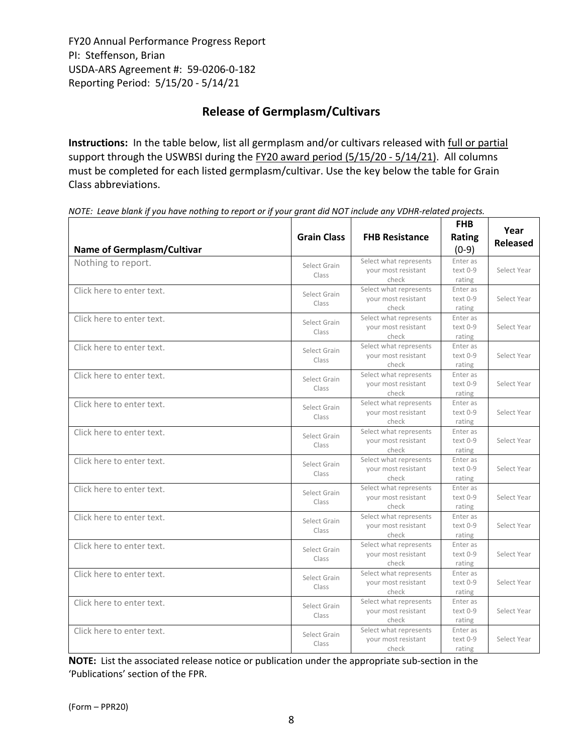FY20 Annual Performance Progress Report
PI: Steffenson, Brian
USDA-ARS Agreement #: 59-0206-0-182
Reporting Period: 5/15/20 - 5/14/21

## Release of Germplasm/Cultivars

**Instructions:** In the table below, list all germplasm and/or cultivars released with full or partial support through the USWBSI during the FY20 award period (5/15/20 - 5/14/21). All columns must be completed for each listed germplasm/cultivar. Use the key below the table for Grain Class abbreviations.

*NOTE: Leave blank if you have nothing to report or if your grant did NOT include any VDHR-related projects.*

| Name of Germplasm/Cultivar | Grain Class | FHB Resistance | FHB Rating (0-9) | Year Released |
|---|---|---|---|---|
| Nothing to report. | Select Grain Class | Select what represents your most resistant check | Enter as text 0-9 rating | Select Year |
| Click here to enter text. | Select Grain Class | Select what represents your most resistant check | Enter as text 0-9 rating | Select Year |
| Click here to enter text. | Select Grain Class | Select what represents your most resistant check | Enter as text 0-9 rating | Select Year |
| Click here to enter text. | Select Grain Class | Select what represents your most resistant check | Enter as text 0-9 rating | Select Year |
| Click here to enter text. | Select Grain Class | Select what represents your most resistant check | Enter as text 0-9 rating | Select Year |
| Click here to enter text. | Select Grain Class | Select what represents your most resistant check | Enter as text 0-9 rating | Select Year |
| Click here to enter text. | Select Grain Class | Select what represents your most resistant check | Enter as text 0-9 rating | Select Year |
| Click here to enter text. | Select Grain Class | Select what represents your most resistant check | Enter as text 0-9 rating | Select Year |
| Click here to enter text. | Select Grain Class | Select what represents your most resistant check | Enter as text 0-9 rating | Select Year |
| Click here to enter text. | Select Grain Class | Select what represents your most resistant check | Enter as text 0-9 rating | Select Year |
| Click here to enter text. | Select Grain Class | Select what represents your most resistant check | Enter as text 0-9 rating | Select Year |
| Click here to enter text. | Select Grain Class | Select what represents your most resistant check | Enter as text 0-9 rating | Select Year |
| Click here to enter text. | Select Grain Class | Select what represents your most resistant check | Enter as text 0-9 rating | Select Year |
| Click here to enter text. | Select Grain Class | Select what represents your most resistant check | Enter as text 0-9 rating | Select Year |

**NOTE:** List the associated release notice or publication under the appropriate sub-section in the 'Publications' section of the FPR.

(Form – PPR20)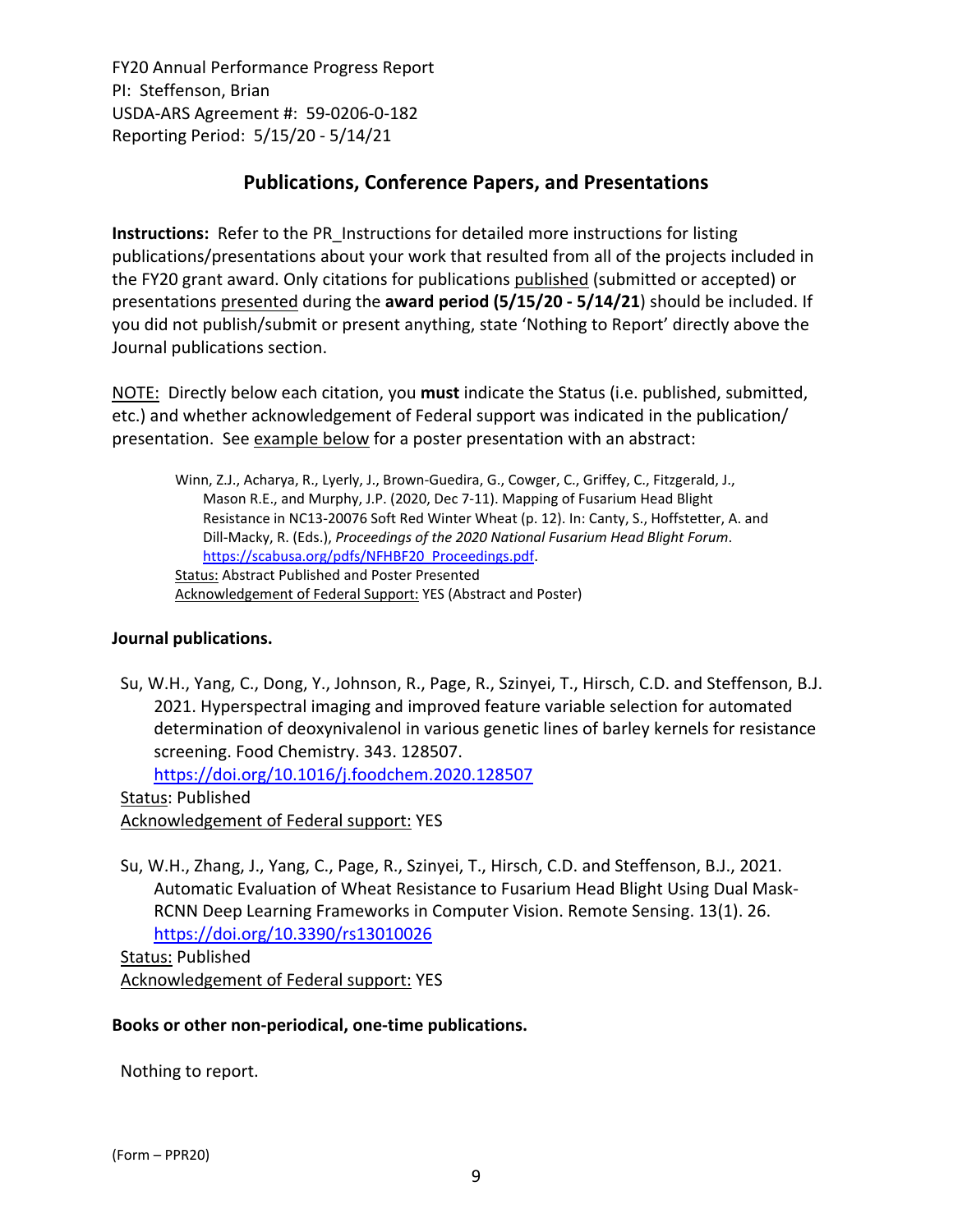FY20 Annual Performance Progress Report
PI: Steffenson, Brian
USDA-ARS Agreement #: 59-0206-0-182
Reporting Period: 5/15/20 - 5/14/21

## Publications, Conference Papers, and Presentations

**Instructions:** Refer to the PR_Instructions for detailed more instructions for listing publications/presentations about your work that resulted from all of the projects included in the FY20 grant award. Only citations for publications published (submitted or accepted) or presentations presented during the **award period (5/15/20 - 5/14/21)** should be included. If you did not publish/submit or present anything, state 'Nothing to Report' directly above the Journal publications section.

NOTE: Directly below each citation, you **must** indicate the Status (i.e. published, submitted, etc.) and whether acknowledgement of Federal support was indicated in the publication/ presentation. See example below for a poster presentation with an abstract:

> Winn, Z.J., Acharya, R., Lyerly, J., Brown-Guedira, G., Cowger, C., Griffey, C., Fitzgerald, J., Mason R.E., and Murphy, J.P. (2020, Dec 7-11). Mapping of Fusarium Head Blight Resistance in NC13-20076 Soft Red Winter Wheat (p. 12). In: Canty, S., Hoffstetter, A. and Dill-Macky, R. (Eds.), *Proceedings of the 2020 National Fusarium Head Blight Forum*. https://scabusa.org/pdfs/NFHBF20_Proceedings.pdf.
> Status: Abstract Published and Poster Presented
> Acknowledgement of Federal Support: YES (Abstract and Poster)

**Journal publications.**

Su, W.H., Yang, C., Dong, Y., Johnson, R., Page, R., Szinyei, T., Hirsch, C.D. and Steffenson, B.J. 2021. Hyperspectral imaging and improved feature variable selection for automated determination of deoxynivalenol in various genetic lines of barley kernels for resistance screening. Food Chemistry. 343. 128507. https://doi.org/10.1016/j.foodchem.2020.128507
Status: Published
Acknowledgement of Federal support: YES

Su, W.H., Zhang, J., Yang, C., Page, R., Szinyei, T., Hirsch, C.D. and Steffenson, B.J., 2021. Automatic Evaluation of Wheat Resistance to Fusarium Head Blight Using Dual Mask-RCNN Deep Learning Frameworks in Computer Vision. Remote Sensing. 13(1). 26. https://doi.org/10.3390/rs13010026
Status: Published
Acknowledgement of Federal support: YES

**Books or other non-periodical, one-time publications.**

Nothing to report.

(Form – PPR20)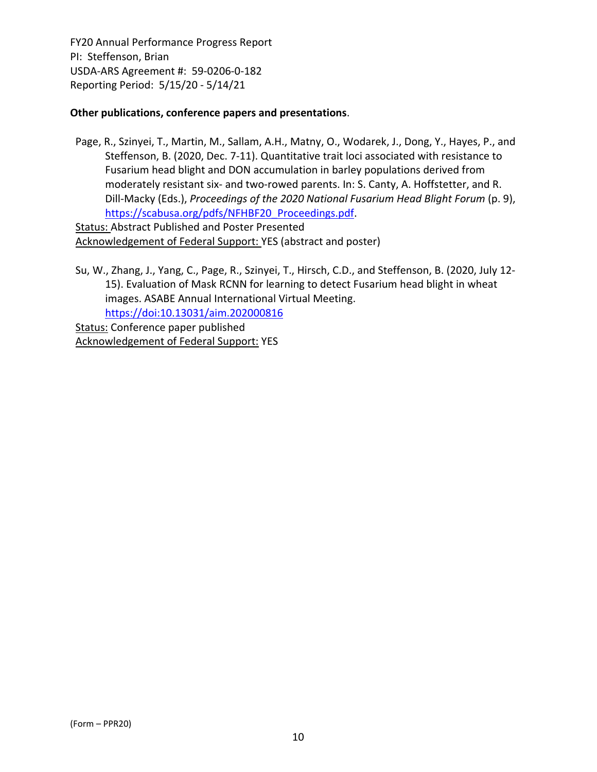**Other publications, conference papers and presentations**.

Page, R., Szinyei, T., Martin, M., Sallam, A.H., Matny, O., Wodarek, J., Dong, Y., Hayes, P., and Steffenson, B. (2020, Dec. 7-11). Quantitative trait loci associated with resistance to Fusarium head blight and DON accumulation in barley populations derived from moderately resistant six- and two-rowed parents. In: S. Canty, A. Hoffstetter, and R. Dill-Macky (Eds.), *Proceedings of the 2020 National Fusarium Head Blight Forum* (p. 9), https://scabusa.org/pdfs/NFHBF20_Proceedings.pdf.

Status: Abstract Published and Poster Presented

Acknowledgement of Federal Support: YES (abstract and poster)

Su, W., Zhang, J., Yang, C., Page, R., Szinyei, T., Hirsch, C.D., and Steffenson, B. (2020, July 12-15). Evaluation of Mask RCNN for learning to detect Fusarium head blight in wheat images. ASABE Annual International Virtual Meeting. https://doi:10.13031/aim.202000816

Status: Conference paper published

Acknowledgement of Federal Support: YES